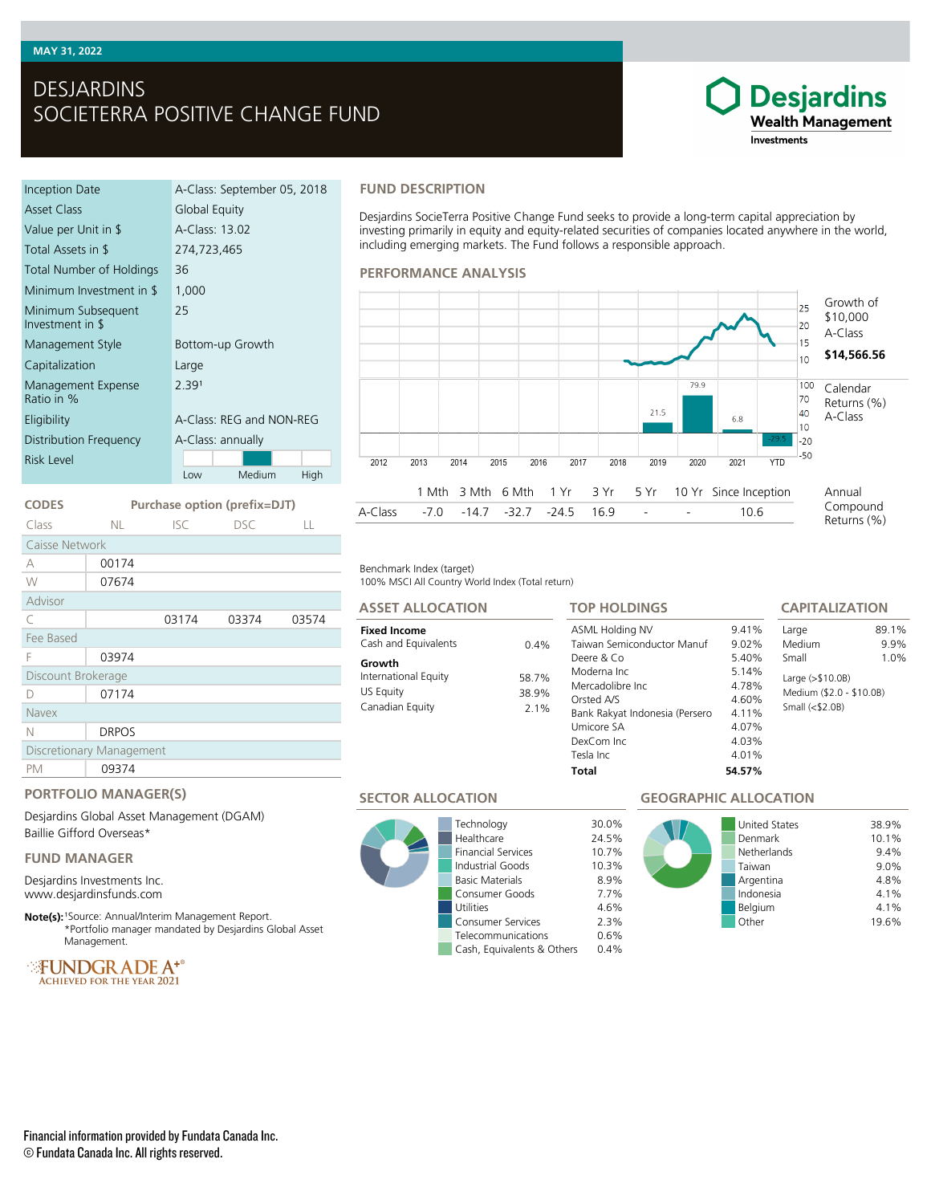MAY 31, 2022

# DESJARDINS SOCIETERRA POSITIVE CHANGE FUND

| | |
|---|---|
| Inception Date | A-Class: September 05, 2018 |
| Asset Class | Global Equity |
| Value per Unit in $ | A-Class: 13.02 |
| Total Assets in $ | 274,723,465 |
| Total Number of Holdings | 36 |
| Minimum Investment in $ | 1,000 |
| Minimum Subsequent Investment in $ | 25 |
| Management Style | Bottom-up Growth |
| Capitalization | Large |
| Management Expense Ratio in % | 2.39[1] |
| Eligibility | A-Class: REG and NON-REG |
| Distribution Frequency | A-Class: annually |
| Risk Level | Low / Medium / High |

## CODES

Purchase option (prefix=DJT)

| Class | NL | ISC | DSC | LL |
|---|---|---|---|---|
| Caisse Network | | | | |
| A | 00174 | | | |
| W | 07674 | | | |
| Advisor | | | | |
| C | | 03174 | 03374 | 03574 |
| Fee Based | | | | |
| F | 03974 | | | |
| Discount Brokerage | | | | |
| D | 07174 | | | |
| Navex | | | | |
| N | DRPOS | | | |
| Discretionary Management | | | | |
| PM | 09374 | | | |

## PORTFOLIO MANAGER(S)

Desjardins Global Asset Management (DGAM)
Baillie Gifford Overseas*

## FUND MANAGER

Desjardins Investments Inc.
www.desjardinsfunds.com

**Note(s):** [1]Source: Annual/Interim Management Report.
*Portfolio manager mandated by Desjardins Global Asset Management.

FUNDGRADE A+® ACHIEVED FOR THE YEAR 2021

## FUND DESCRIPTION

Desjardins SocieTerra Positive Change Fund seeks to provide a long-term capital appreciation by investing primarily in equity and equity-related securities of companies located anywhere in the world, including emerging markets. The Fund follows a responsible approach.

## PERFORMANCE ANALYSIS

Growth of $10,000 A-Class: **$14,566.56**

Calendar Returns (%) A-Class

| 2012 | 2013 | 2014 | 2015 | 2016 | 2017 | 2018 | 2019 | 2020 | 2021 | YTD |
|---|---|---|---|---|---|---|---|---|---|---|
| | | | | | | | 21.5 | 79.9 | 6.8 | -29.5 |

Annual Compound Returns (%)

| | 1 Mth | 3 Mth | 6 Mth | 1 Yr | 3 Yr | 5 Yr | 10 Yr | Since Inception |
|---|---|---|---|---|---|---|---|---|
| A-Class | -7.0 | -14.7 | -32.7 | -24.5 | 16.9 | - | - | 10.6 |

Benchmark Index (target)
100% MSCI All Country World Index (Total return)

## ASSET ALLOCATION

| | |
|---|---|
| **Fixed Income** | |
| Cash and Equivalents | 0.4% |
| **Growth** | |
| International Equity | 58.7% |
| US Equity | 38.9% |
| Canadian Equity | 2.1% |

## TOP HOLDINGS

| | |
|---|---|
| ASML Holding NV | 9.41% |
| Taiwan Semiconductor Manuf | 9.02% |
| Deere & Co | 5.40% |
| Moderna Inc | 5.14% |
| Mercadolibre Inc | 4.78% |
| Orsted A/S | 4.60% |
| Bank Rakyat Indonesia (Persero | 4.11% |
| Umicore SA | 4.07% |
| DexCom Inc | 4.03% |
| Tesla Inc | 4.01% |
| **Total** | **54.57%** |

## CAPITALIZATION

| | |
|---|---|
| Large | 89.1% |
| Medium | 9.9% |
| Small | 1.0% |

Large (>$10.0B)
Medium ($2.0 - $10.0B)
Small (<$2.0B)

## SECTOR ALLOCATION

| | |
|---|---|
| Technology | 30.0% |
| Healthcare | 24.5% |
| Financial Services | 10.7% |
| Industrial Goods | 10.3% |
| Basic Materials | 8.9% |
| Consumer Goods | 7.7% |
| Utilities | 4.6% |
| Consumer Services | 2.3% |
| Telecommunications | 0.6% |
| Cash, Equivalents & Others | 0.4% |

## GEOGRAPHIC ALLOCATION

| | |
|---|---|
| United States | 38.9% |
| Denmark | 10.1% |
| Netherlands | 9.4% |
| Taiwan | 9.0% |
| Argentina | 4.8% |
| Indonesia | 4.1% |
| Belgium | 4.1% |
| Other | 19.6% |

Financial information provided by Fundata Canada Inc.
© Fundata Canada Inc. All rights reserved.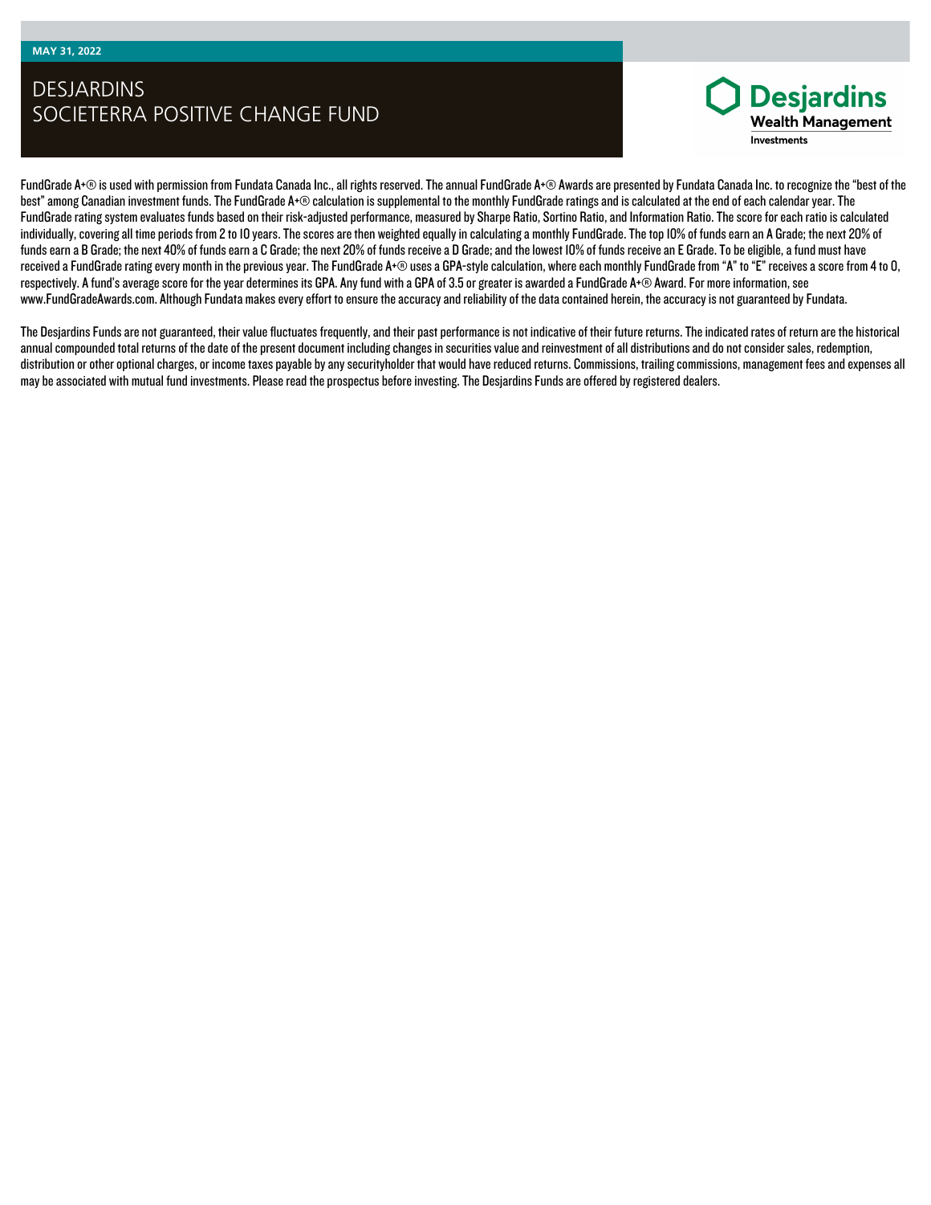**MAY 31, 2022**

# DESJARDINS SOCIETERRA POSITIVE CHANGE FUND

Desjardins Wealth Management Investments

FundGrade A+® is used with permission from Fundata Canada Inc., all rights reserved. The annual FundGrade A+® Awards are presented by Fundata Canada Inc. to recognize the "best of the best" among Canadian investment funds. The FundGrade A+® calculation is supplemental to the monthly FundGrade ratings and is calculated at the end of each calendar year. The FundGrade rating system evaluates funds based on their risk-adjusted performance, measured by Sharpe Ratio, Sortino Ratio, and Information Ratio. The score for each ratio is calculated individually, covering all time periods from 2 to 10 years. The scores are then weighted equally in calculating a monthly FundGrade. The top 10% of funds earn an A Grade; the next 20% of funds earn a B Grade; the next 40% of funds earn a C Grade; the next 20% of funds receive a D Grade; and the lowest 10% of funds receive an E Grade. To be eligible, a fund must have received a FundGrade rating every month in the previous year. The FundGrade A+® uses a GPA-style calculation, where each monthly FundGrade from "A" to "E" receives a score from 4 to 0, respectively. A fund's average score for the year determines its GPA. Any fund with a GPA of 3.5 or greater is awarded a FundGrade A+® Award. For more information, see www.FundGradeAwards.com. Although Fundata makes every effort to ensure the accuracy and reliability of the data contained herein, the accuracy is not guaranteed by Fundata.

The Desjardins Funds are not guaranteed, their value fluctuates frequently, and their past performance is not indicative of their future returns. The indicated rates of return are the historical annual compounded total returns of the date of the present document including changes in securities value and reinvestment of all distributions and do not consider sales, redemption, distribution or other optional charges, or income taxes payable by any securityholder that would have reduced returns. Commissions, trailing commissions, management fees and expenses all may be associated with mutual fund investments. Please read the prospectus before investing. The Desjardins Funds are offered by registered dealers.